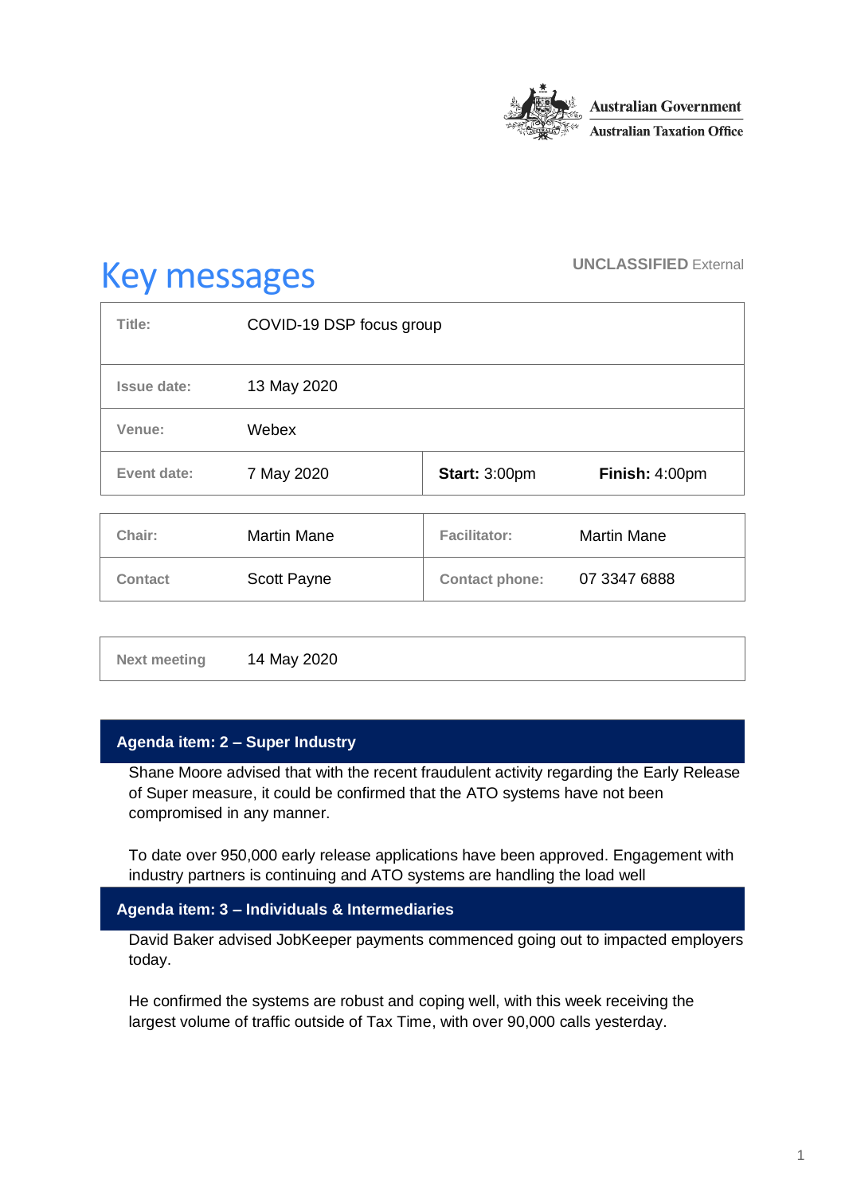Australian Government
Australian Taxation Office

# Key messages

**UNCLASSIFIED** External

| | | | |
|---|---|---|---|
| **Title:** | COVID-19 DSP focus group | | |
| **Issue date:** | 13 May 2020 | | |
| **Venue:** | Webex | | |
| **Event date:** | 7 May 2020 | **Start:** 3:00pm | **Finish:** 4:00pm |

| | | | |
|---|---|---|---|
| **Chair:** | Martin Mane | **Facilitator:** | Martin Mane |
| **Contact** | Scott Payne | **Contact phone:** | 07 3347 6888 |

| | |
|---|---|
| **Next meeting** | 14 May 2020 |

## Agenda item: 2 – Super Industry

Shane Moore advised that with the recent fraudulent activity regarding the Early Release of Super measure, it could be confirmed that the ATO systems have not been compromised in any manner.

To date over 950,000 early release applications have been approved. Engagement with industry partners is continuing and ATO systems are handling the load well

## Agenda item: 3 – Individuals & Intermediaries

David Baker advised JobKeeper payments commenced going out to impacted employers today.

He confirmed the systems are robust and coping well, with this week receiving the largest volume of traffic outside of Tax Time, with over 90,000 calls yesterday.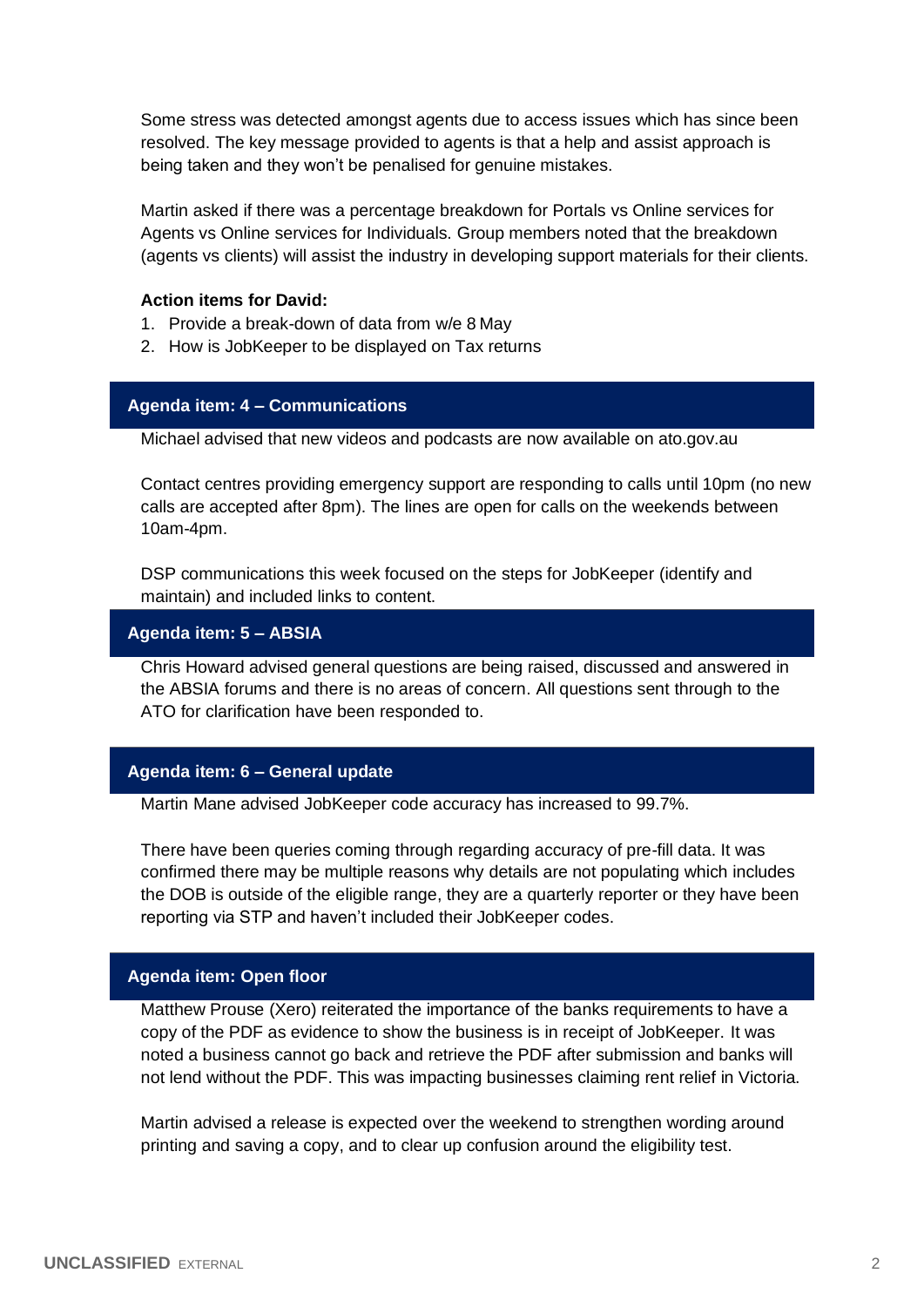Some stress was detected amongst agents due to access issues which has since been resolved. The key message provided to agents is that a help and assist approach is being taken and they won't be penalised for genuine mistakes.

Martin asked if there was a percentage breakdown for Portals vs Online services for Agents vs Online services for Individuals. Group members noted that the breakdown (agents vs clients) will assist the industry in developing support materials for their clients.

**Action items for David:**

1. Provide a break-down of data from w/e 8 May
2. How is JobKeeper to be displayed on Tax returns

## Agenda item: 4 – Communications

Michael advised that new videos and podcasts are now available on ato.gov.au

Contact centres providing emergency support are responding to calls until 10pm (no new calls are accepted after 8pm). The lines are open for calls on the weekends between 10am-4pm.

DSP communications this week focused on the steps for JobKeeper (identify and maintain) and included links to content.

## Agenda item: 5 – ABSIA

Chris Howard advised general questions are being raised, discussed and answered in the ABSIA forums and there is no areas of concern. All questions sent through to the ATO for clarification have been responded to.

## Agenda item: 6 – General update

Martin Mane advised JobKeeper code accuracy has increased to 99.7%.

There have been queries coming through regarding accuracy of pre-fill data. It was confirmed there may be multiple reasons why details are not populating which includes the DOB is outside of the eligible range, they are a quarterly reporter or they have been reporting via STP and haven't included their JobKeeper codes.

## Agenda item: Open floor

Matthew Prouse (Xero) reiterated the importance of the banks requirements to have a copy of the PDF as evidence to show the business is in receipt of JobKeeper. It was noted a business cannot go back and retrieve the PDF after submission and banks will not lend without the PDF. This was impacting businesses claiming rent relief in Victoria.

Martin advised a release is expected over the weekend to strengthen wording around printing and saving a copy, and to clear up confusion around the eligibility test.